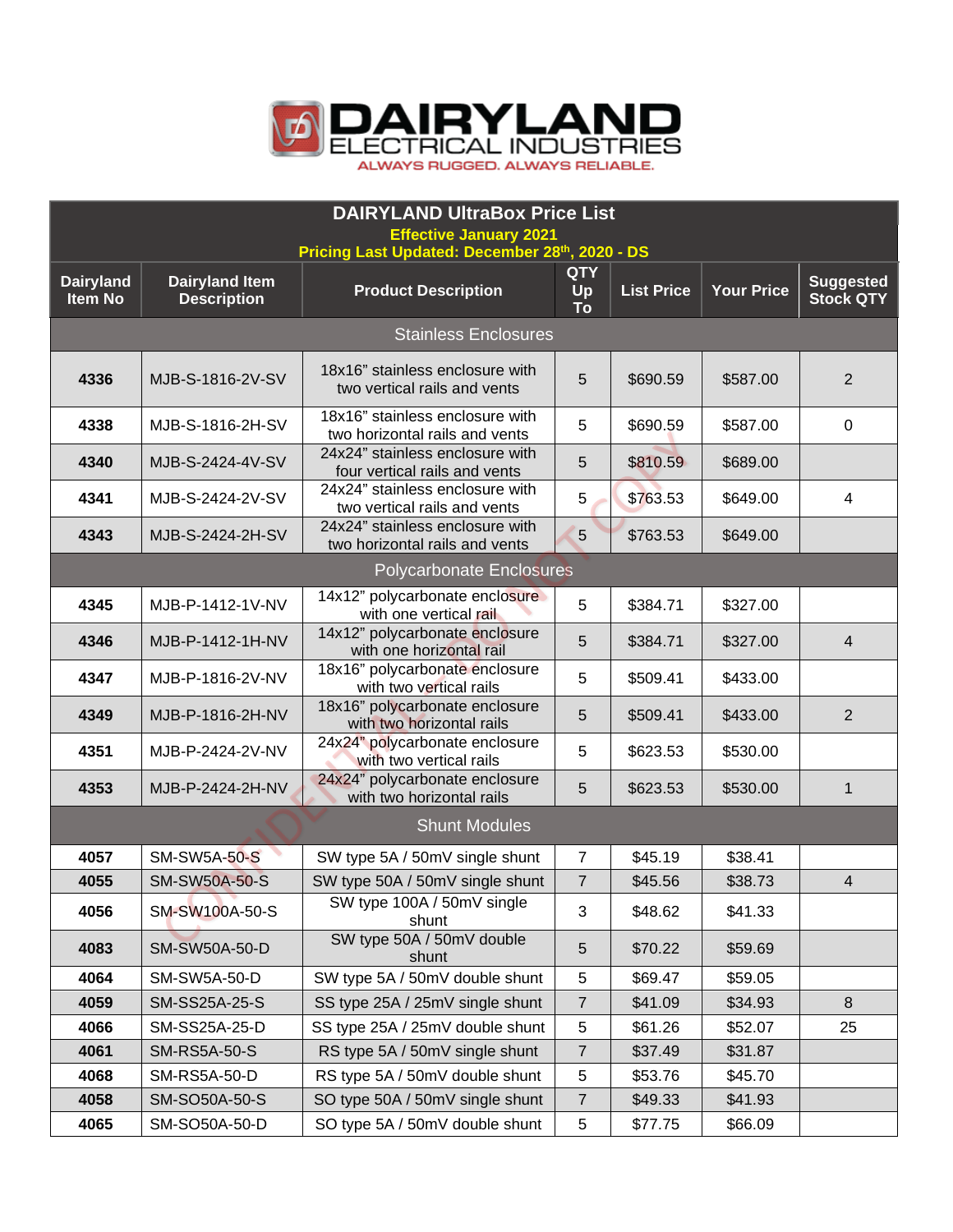# DAIRYLAND ELECTRICAL INDUSTRIES

ALWAYS RUGGED. ALWAYS RELIABLE.

| DAIRYLAND UltraBox Price List<br>Effective January 2021<br>Pricing Last Updated: December 28th, 2020 - DS | | | | | | |
|---|---|---|---|---|---|---|
| **Dairyland Item No** | **Dairyland Item Description** | **Product Description** | **QTY Up To** | **List Price** | **Your Price** | **Suggested Stock QTY** |
| Stainless Enclosures | | | | | | |
| **4336** | MJB-S-1816-2V-SV | 18x16" stainless enclosure with two vertical rails and vents | 5 | $690.59 | $587.00 | 2 |
| **4338** | MJB-S-1816-2H-SV | 18x16" stainless enclosure with two horizontal rails and vents | 5 | $690.59 | $587.00 | 0 |
| **4340** | MJB-S-2424-4V-SV | 24x24" stainless enclosure with four vertical rails and vents | 5 | $810.59 | $689.00 | |
| **4341** | MJB-S-2424-2V-SV | 24x24" stainless enclosure with two vertical rails and vents | 5 | $763.53 | $649.00 | 4 |
| **4343** | MJB-S-2424-2H-SV | 24x24" stainless enclosure with two horizontal rails and vents | 5 | $763.53 | $649.00 | |
| Polycarbonate Enclosures | | | | | | |
| **4345** | MJB-P-1412-1V-NV | 14x12" polycarbonate enclosure with one vertical rail | 5 | $384.71 | $327.00 | |
| **4346** | MJB-P-1412-1H-NV | 14x12" polycarbonate enclosure with one horizontal rail | 5 | $384.71 | $327.00 | 4 |
| **4347** | MJB-P-1816-2V-NV | 18x16" polycarbonate enclosure with two vertical rails | 5 | $509.41 | $433.00 | |
| **4349** | MJB-P-1816-2H-NV | 18x16" polycarbonate enclosure with two horizontal rails | 5 | $509.41 | $433.00 | 2 |
| **4351** | MJB-P-2424-2V-NV | 24x24" polycarbonate enclosure with two vertical rails | 5 | $623.53 | $530.00 | |
| **4353** | MJB-P-2424-2H-NV | 24x24" polycarbonate enclosure with two horizontal rails | 5 | $623.53 | $530.00 | 1 |
| Shunt Modules | | | | | | |
| **4057** | SM-SW5A-50-S | SW type 5A / 50mV single shunt | 7 | $45.19 | $38.41 | |
| **4055** | SM-SW50A-50-S | SW type 50A / 50mV single shunt | 7 | $45.56 | $38.73 | 4 |
| **4056** | SM-SW100A-50-S | SW type 100A / 50mV single shunt | 3 | $48.62 | $41.33 | |
| **4083** | SM-SW50A-50-D | SW type 50A / 50mV double shunt | 5 | $70.22 | $59.69 | |
| **4064** | SM-SW5A-50-D | SW type 5A / 50mV double shunt | 5 | $69.47 | $59.05 | |
| **4059** | SM-SS25A-25-S | SS type 25A / 25mV single shunt | 7 | $41.09 | $34.93 | 8 |
| **4066** | SM-SS25A-25-D | SS type 25A / 25mV double shunt | 5 | $61.26 | $52.07 | 25 |
| **4061** | SM-RS5A-50-S | RS type 5A / 50mV single shunt | 7 | $37.49 | $31.87 | |
| **4068** | SM-RS5A-50-D | RS type 5A / 50mV double shunt | 5 | $53.76 | $45.70 | |
| **4058** | SM-SO50A-50-S | SO type 50A / 50mV single shunt | 7 | $49.33 | $41.93 | |
| **4065** | SM-SO50A-50-D | SO type 5A / 50mV double shunt | 5 | $77.75 | $66.09 | |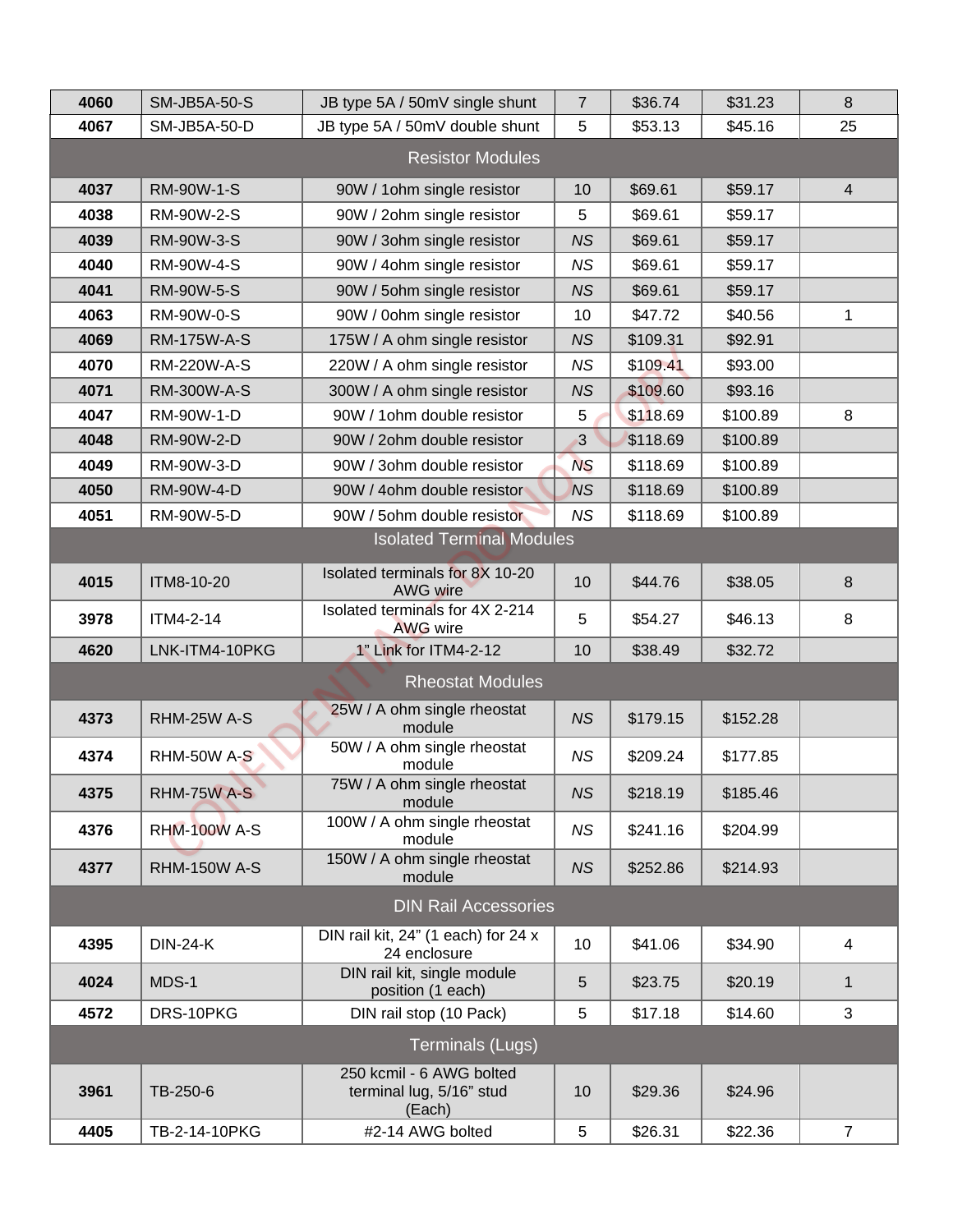| | | | | | | |
|---|---|---|---|---|---|---|
| **4060** | SM-JB5A-50-S | JB type 5A / 50mV single shunt | 7 | $36.74 | $31.23 | 8 |
| **4067** | SM-JB5A-50-D | JB type 5A / 50mV double shunt | 5 | $53.13 | $45.16 | 25 |
| | | Resistor Modules | | | | |
| **4037** | RM-90W-1-S | 90W / 1ohm single resistor | 10 | $69.61 | $59.17 | 4 |
| **4038** | RM-90W-2-S | 90W / 2ohm single resistor | 5 | $69.61 | $59.17 | |
| **4039** | RM-90W-3-S | 90W / 3ohm single resistor | *NS* | $69.61 | $59.17 | |
| **4040** | RM-90W-4-S | 90W / 4ohm single resistor | *NS* | $69.61 | $59.17 | |
| **4041** | RM-90W-5-S | 90W / 5ohm single resistor | *NS* | $69.61 | $59.17 | |
| **4063** | RM-90W-0-S | 90W / 0ohm single resistor | 10 | $47.72 | $40.56 | 1 |
| **4069** | RM-175W-A-S | 175W / A ohm single resistor | *NS* | $109.31 | $92.91 | |
| **4070** | RM-220W-A-S | 220W / A ohm single resistor | *NS* | $109.41 | $93.00 | |
| **4071** | RM-300W-A-S | 300W / A ohm single resistor | *NS* | $109.60 | $93.16 | |
| **4047** | RM-90W-1-D | 90W / 1ohm double resistor | 5 | $118.69 | $100.89 | 8 |
| **4048** | RM-90W-2-D | 90W / 2ohm double resistor | 3 | $118.69 | $100.89 | |
| **4049** | RM-90W-3-D | 90W / 3ohm double resistor | *NS* | $118.69 | $100.89 | |
| **4050** | RM-90W-4-D | 90W / 4ohm double resistor | *NS* | $118.69 | $100.89 | |
| **4051** | RM-90W-5-D | 90W / 5ohm double resistor | *NS* | $118.69 | $100.89 | |
| | | Isolated Terminal Modules | | | | |
| **4015** | ITM8-10-20 | Isolated terminals for 8X 10-20 AWG wire | 10 | $44.76 | $38.05 | 8 |
| **3978** | ITM4-2-14 | Isolated terminals for 4X 2-214 AWG wire | 5 | $54.27 | $46.13 | 8 |
| **4620** | LNK-ITM4-10PKG | 1” Link for ITM4-2-12 | 10 | $38.49 | $32.72 | |
| | | Rheostat Modules | | | | |
| **4373** | RHM-25W A-S | 25W / A ohm single rheostat module | *NS* | $179.15 | $152.28 | |
| **4374** | RHM-50W A-S | 50W / A ohm single rheostat module | *NS* | $209.24 | $177.85 | |
| **4375** | RHM-75W A-S | 75W / A ohm single rheostat module | *NS* | $218.19 | $185.46 | |
| **4376** | RHM-100W A-S | 100W / A ohm single rheostat module | *NS* | $241.16 | $204.99 | |
| **4377** | RHM-150W A-S | 150W / A ohm single rheostat module | *NS* | $252.86 | $214.93 | |
| | | DIN Rail Accessories | | | | |
| **4395** | DIN-24-K | DIN rail kit, 24” (1 each) for 24 x 24 enclosure | 10 | $41.06 | $34.90 | 4 |
| **4024** | MDS-1 | DIN rail kit, single module position (1 each) | 5 | $23.75 | $20.19 | 1 |
| **4572** | DRS-10PKG | DIN rail stop (10 Pack) | 5 | $17.18 | $14.60 | 3 |
| | | Terminals (Lugs) | | | | |
| **3961** | TB-250-6 | 250 kcmil - 6 AWG bolted terminal lug, 5/16” stud (Each) | 10 | $29.36 | $24.96 | |
| **4405** | TB-2-14-10PKG | #2-14 AWG bolted | 5 | $26.31 | $22.36 | 7 |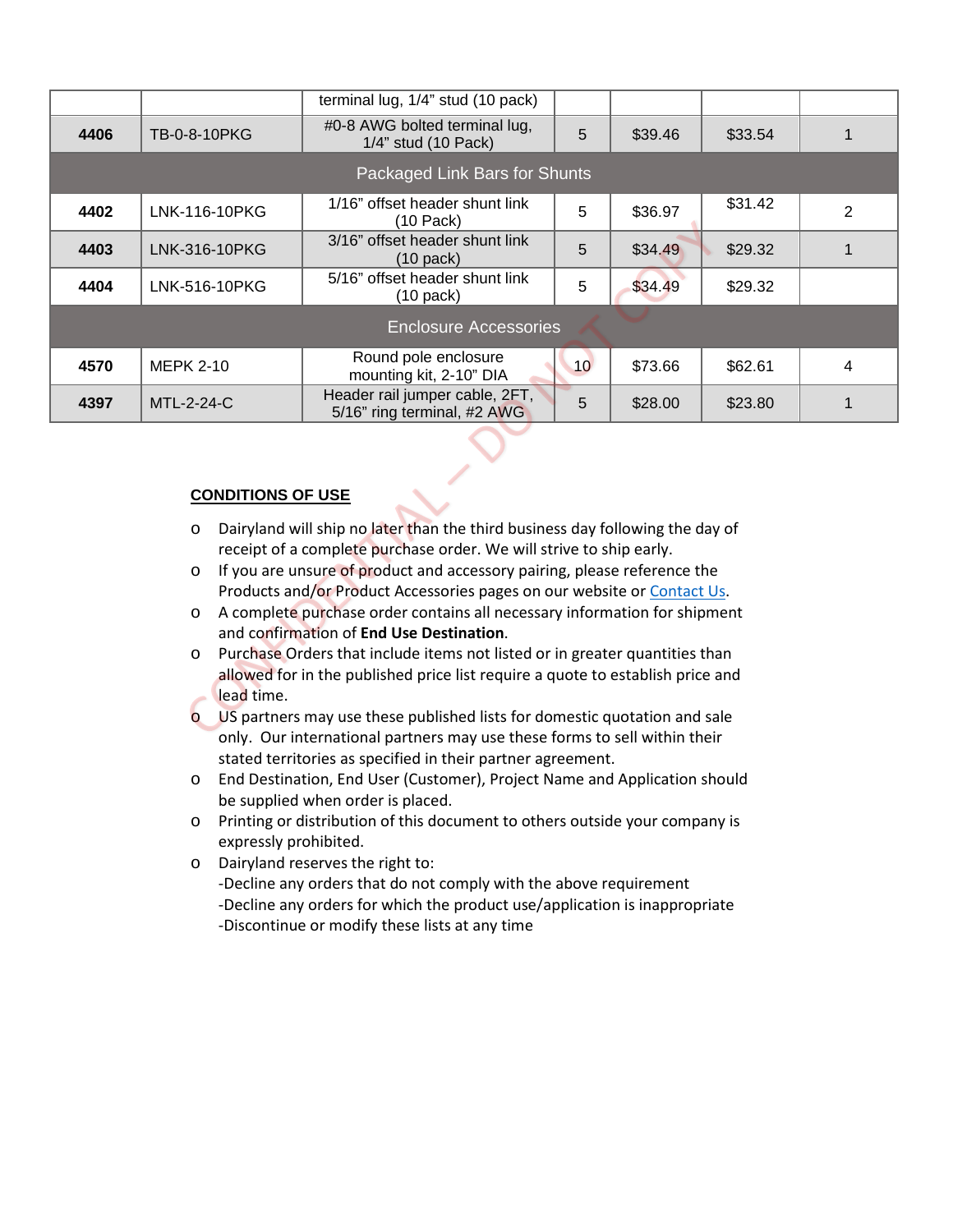| | | | | | | |
|---|---|---|---|---|---|---|
| | | terminal lug, 1/4" stud (10 pack) | | | | |
| **4406** | TB-0-8-10PKG | #0-8 AWG bolted terminal lug, 1/4" stud (10 Pack) | 5 | $39.46 | $33.54 | 1 |
| Packaged Link Bars for Shunts | | | | | | |
| **4402** | LNK-116-10PKG | 1/16" offset header shunt link (10 Pack) | 5 | $36.97 | $31.42 | 2 |
| **4403** | LNK-316-10PKG | 3/16" offset header shunt link (10 pack) | 5 | $34.49 | $29.32 | 1 |
| **4404** | LNK-516-10PKG | 5/16" offset header shunt link (10 pack) | 5 | $34.49 | $29.32 | |
| Enclosure Accessories | | | | | | |
| **4570** | MEPK 2-10 | Round pole enclosure mounting kit, 2-10" DIA | 10 | $73.66 | $62.61 | 4 |
| **4397** | MTL-2-24-C | Header rail jumper cable, 2FT, 5/16" ring terminal, #2 AWG | 5 | $28.00 | $23.80 | 1 |

CONFIDENTIAL – DO NOT COPY

**CONDITIONS OF USE**

- Dairyland will ship no later than the third business day following the day of receipt of a complete purchase order. We will strive to ship early.
- If you are unsure of product and accessory pairing, please reference the Products and/or Product Accessories pages on our website or Contact Us.
- A complete purchase order contains all necessary information for shipment and confirmation of **End Use Destination**.
- Purchase Orders that include items not listed or in greater quantities than allowed for in the published price list require a quote to establish price and lead time.
- US partners may use these published lists for domestic quotation and sale only. Our international partners may use these forms to sell within their stated territories as specified in their partner agreement.
- End Destination, End User (Customer), Project Name and Application should be supplied when order is placed.
- Printing or distribution of this document to others outside your company is expressly prohibited.
- Dairyland reserves the right to:
  -Decline any orders that do not comply with the above requirement
  -Decline any orders for which the product use/application is inappropriate
  -Discontinue or modify these lists at any time